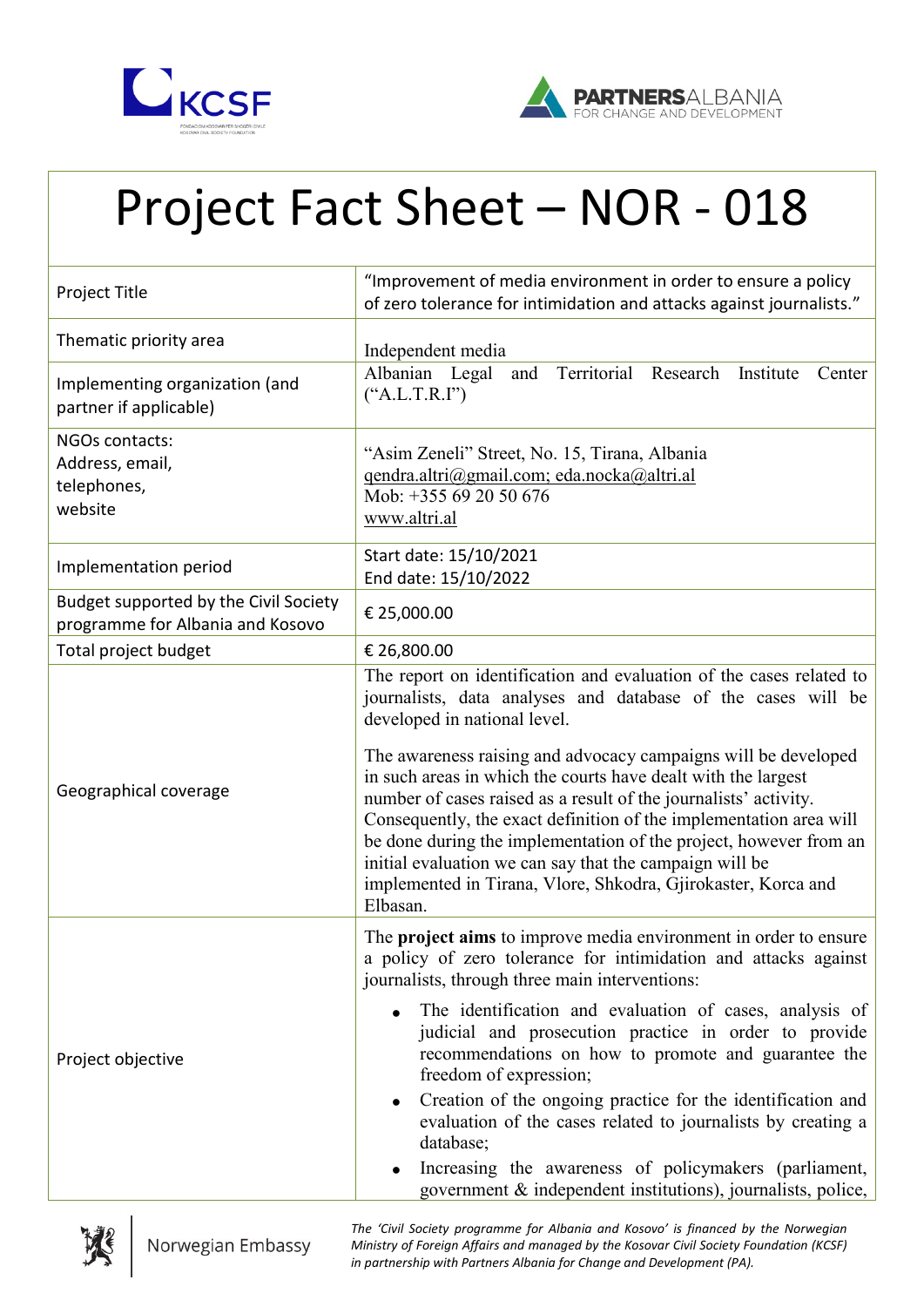# Project Fact Sheet – NOR - 018

| Project Title | "Improvement of media environment in order to ensure a policy of zero tolerance for intimidation and attacks against journalists." |
|---|---|
| Thematic priority area | Independent media |
| Implementing organization (and partner if applicable) | Albanian Legal and Territorial Research Institute Center ("A.L.T.R.I") |
| NGOs contacts: Address, email, telephones, website | "Asim Zeneli" Street, No. 15, Tirana, Albania<br>qendra.altri@gmail.com; eda.nocka@altri.al<br>Mob: +355 69 20 50 676<br>www.altri.al |
| Implementation period | Start date: 15/10/2021<br>End date: 15/10/2022 |
| Budget supported by the Civil Society programme for Albania and Kosovo | € 25,000.00 |
| Total project budget | € 26,800.00 |
| Geographical coverage | The report on identification and evaluation of the cases related to journalists, data analyses and database of the cases will be developed in national level.<br><br>The awareness raising and advocacy campaigns will be developed in such areas in which the courts have dealt with the largest number of cases raised as a result of the journalists' activity. Consequently, the exact definition of the implementation area will be done during the implementation of the project, however from an initial evaluation we can say that the campaign will be implemented in Tirana, Vlore, Shkodra, Gjirokaster, Korca and Elbasan. |
| Project objective | The **project aims** to improve media environment in order to ensure a policy of zero tolerance for intimidation and attacks against journalists, through three main interventions:<br>• The identification and evaluation of cases, analysis of judicial and prosecution practice in order to provide recommendations on how to promote and guarantee the freedom of expression;<br>• Creation of the ongoing practice for the identification and evaluation of the cases related to journalists by creating a database;<br>• Increasing the awareness of policymakers (parliament, government & independent institutions), journalists, police, |

*The 'Civil Society programme for Albania and Kosovo' is financed by the Norwegian Ministry of Foreign Affairs and managed by the Kosovar Civil Society Foundation (KCSF) in partnership with Partners Albania for Change and Development (PA).*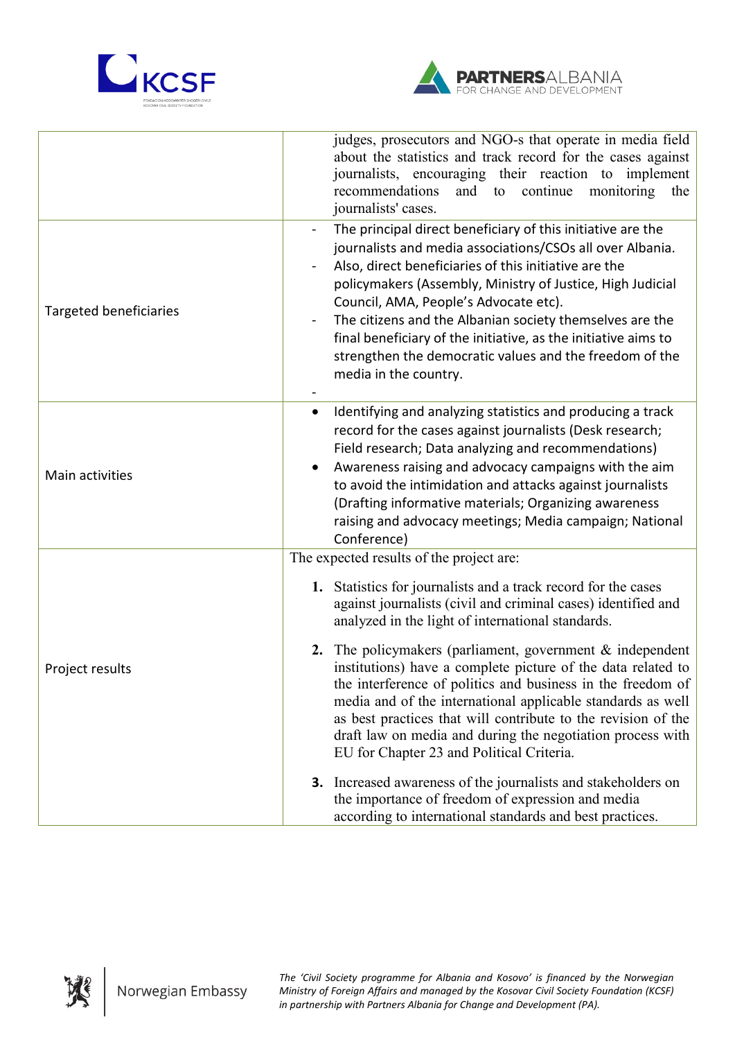| | |
|---|---|
| | judges, prosecutors and NGO-s that operate in media field about the statistics and track record for the cases against journalists, encouraging their reaction to implement recommendations and to continue monitoring the journalists' cases. |
| Targeted beneficiaries | - The principal direct beneficiary of this initiative are the journalists and media associations/CSOs all over Albania.<br>- Also, direct beneficiaries of this initiative are the policymakers (Assembly, Ministry of Justice, High Judicial Council, AMA, People's Advocate etc).<br>- The citizens and the Albanian society themselves are the final beneficiary of the initiative, as the initiative aims to strengthen the democratic values and the freedom of the media in the country.<br>- |
| Main activities | • Identifying and analyzing statistics and producing a track record for the cases against journalists (Desk research; Field research; Data analyzing and recommendations)<br>• Awareness raising and advocacy campaigns with the aim to avoid the intimidation and attacks against journalists (Drafting informative materials; Organizing awareness raising and advocacy meetings; Media campaign; National Conference) |
| Project results | The expected results of the project are:<br>**1.** Statistics for journalists and a track record for the cases against journalists (civil and criminal cases) identified and analyzed in the light of international standards.<br>**2.** The policymakers (parliament, government & independent institutions) have a complete picture of the data related to the interference of politics and business in the freedom of media and of the international applicable standards as well as best practices that will contribute to the revision of the draft law on media and during the negotiation process with EU for Chapter 23 and Political Criteria.<br>**3.** Increased awareness of the journalists and stakeholders on the importance of freedom of expression and media according to international standards and best practices. |